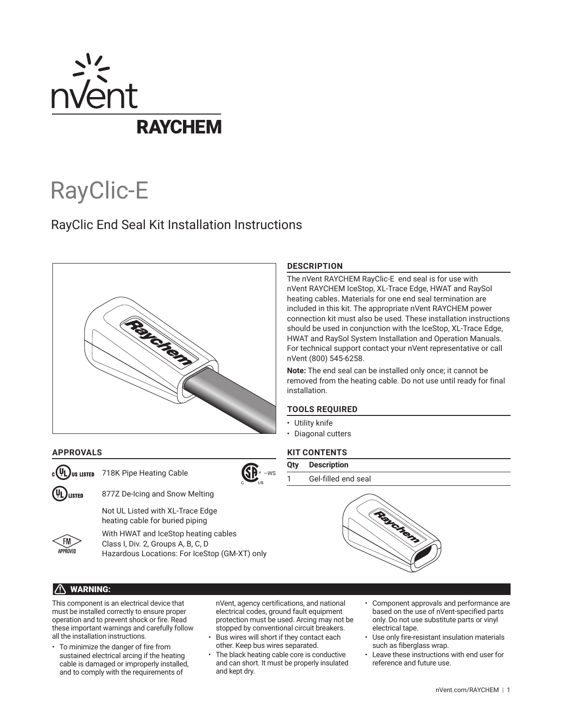nVent RAYCHEM

# RayClic-E

## RayClic End Seal Kit Installation Instructions

### DESCRIPTION

The nVent RAYCHEM RayClic-E end seal is for use with nVent RAYCHEM IceStop, XL-Trace Edge, HWAT and RaySol heating cables. Materials for one end seal termination are included in this kit. The appropriate nVent RAYCHEM power connection kit must also be used. These installation instructions should be used in conjunction with the IceStop, XL-Trace Edge, HWAT and RaySol System Installation and Operation Manuals. For technical support contact your nVent representative or call nVent (800) 545-6258.

**Note:** The end seal can be installed only once; it cannot be removed from the heating cable. Do not use until ready for final installation.

### TOOLS REQUIRED

- Utility knife
- Diagonal cutters

### KIT CONTENTS

| Qty | Description |
|---|---|
| 1 | Gel-filled end seal |

### APPROVALS

c UL us LISTED 718K Pipe Heating Cable

CSA -WS

UL LISTED 877Z De-Icing and Snow Melting

Not UL Listed with XL-Trace Edge heating cable for buried piping

FM APPROVED With HWAT and IceStop heating cables
Class I, Div. 2, Groups A, B, C, D
Hazardous Locations: For IceStop (GM-XT) only

### ⚠ WARNING:

This component is an electrical device that must be installed correctly to ensure proper operation and to prevent shock or fire. Read these important warnings and carefully follow all the installation instructions.

- To minimize the danger of fire from sustained electrical arcing if the heating cable is damaged or improperly installed, and to comply with the requirements of nVent, agency certifications, and national electrical codes, ground fault equipment protection must be used. Arcing may not be stopped by conventional circuit breakers.
- Bus wires will short if they contact each other. Keep bus wires separated.
- The black heating cable core is conductive and can short. It must be properly insulated and kept dry.
- Component approvals and performance are based on the use of nVent-specified parts only. Do not use substitute parts or vinyl electrical tape.
- Use only fire-resistant insulation materials such as fiberglass wrap.
- Leave these instructions with end user for reference and future use.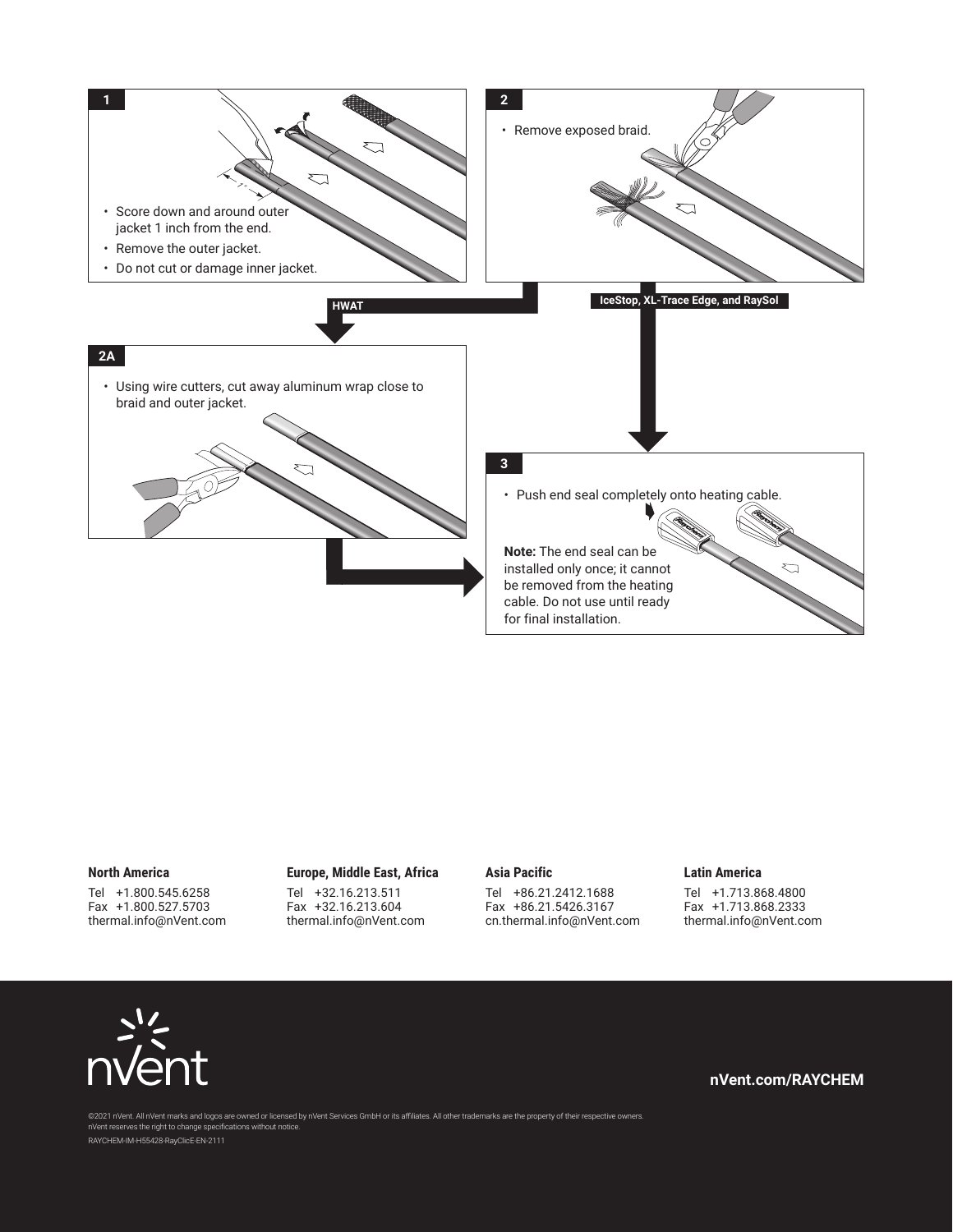**1**

- Score down and around outer jacket 1 inch from the end.
- Remove the outer jacket.
- Do not cut or damage inner jacket.

**2**

- Remove exposed braid.

**HWAT**

**IceStop, XL-Trace Edge, and RaySol**

**2A**

- Using wire cutters, cut away aluminum wrap close to braid and outer jacket.

**3**

- Push end seal completely onto heating cable.

**Note:** The end seal can be installed only once; it cannot be removed from the heating cable. Do not use until ready for final installation.

**North America**

Tel +1.800.545.6258
Fax +1.800.527.5703
thermal.info@nVent.com

**Europe, Middle East, Africa**

Tel +32.16.213.511
Fax +32.16.213.604
thermal.info@nVent.com

**Asia Pacific**

Tel +86.21.2412.1688
Fax +86.21.5426.3167
cn.thermal.info@nVent.com

**Latin America**

Tel +1.713.868.4800
Fax +1.713.868.2333
thermal.info@nVent.com

nVent

**nVent.com/RAYCHEM**

©2021 nVent. All nVent marks and logos are owned or licensed by nVent Services GmbH or its affiliates. All other trademarks are the property of their respective owners.
nVent reserves the right to change specifications without notice.

RAYCHEM-IM-H55428-RayClicE-EN-2111